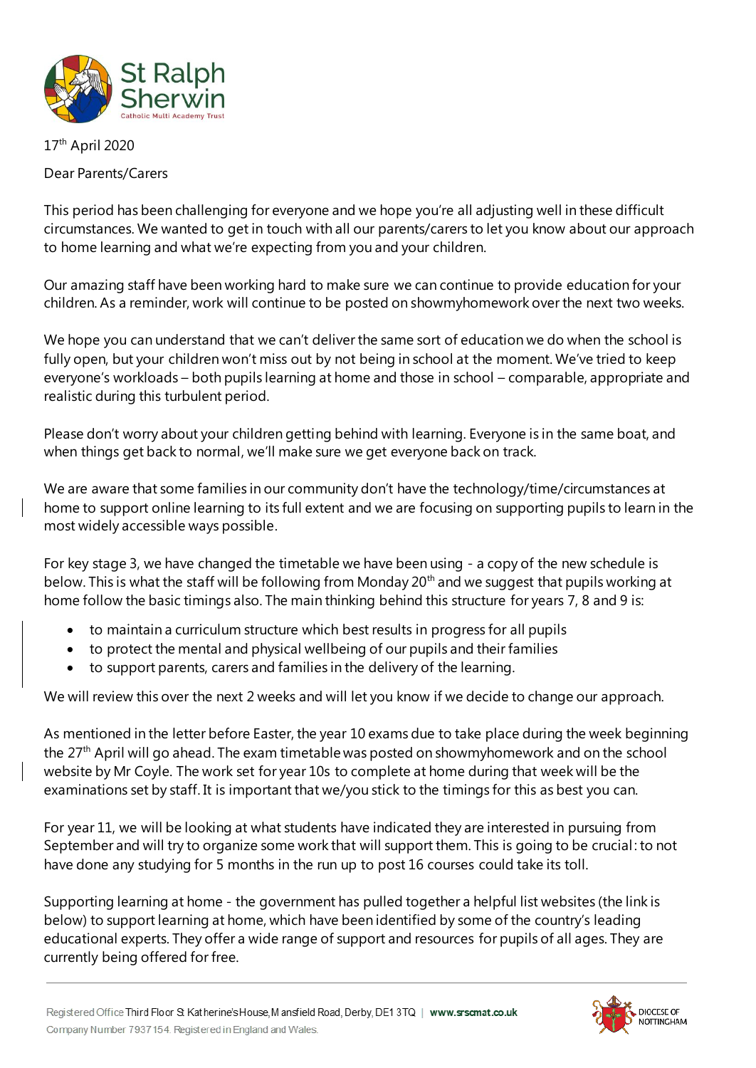St Ralph Sherwin
Catholic Multi Academy Trust

17th April 2020

Dear Parents/Carers

This period has been challenging for everyone and we hope you're all adjusting well in these difficult circumstances. We wanted to get in touch with all our parents/carers to let you know about our approach to home learning and what we're expecting from you and your children.

Our amazing staff have been working hard to make sure we can continue to provide education for your children. As a reminder, work will continue to be posted on showmyhomework over the next two weeks.

We hope you can understand that we can't deliver the same sort of education we do when the school is fully open, but your children won't miss out by not being in school at the moment. We've tried to keep everyone's workloads – both pupils learning at home and those in school – comparable, appropriate and realistic during this turbulent period.

Please don't worry about your children getting behind with learning. Everyone is in the same boat, and when things get back to normal, we'll make sure we get everyone back on track.

We are aware that some families in our community don't have the technology/time/circumstances at home to support online learning to its full extent and we are focusing on supporting pupils to learn in the most widely accessible ways possible.

For key stage 3, we have changed the timetable we have been using - a copy of the new schedule is below. This is what the staff will be following from Monday 20th and we suggest that pupils working at home follow the basic timings also. The main thinking behind this structure for years 7, 8 and 9 is:

- to maintain a curriculum structure which best results in progress for all pupils
- to protect the mental and physical wellbeing of our pupils and their families
- to support parents, carers and families in the delivery of the learning.

We will review this over the next 2 weeks and will let you know if we decide to change our approach.

As mentioned in the letter before Easter, the year 10 exams due to take place during the week beginning the 27th April will go ahead. The exam timetable was posted on showmyhomework and on the school website by Mr Coyle. The work set for year 10s to complete at home during that week will be the examinations set by staff. It is important that we/you stick to the timings for this as best you can.

For year 11, we will be looking at what students have indicated they are interested in pursuing from September and will try to organize some work that will support them. This is going to be crucial: to not have done any studying for 5 months in the run up to post 16 courses could take its toll.

Supporting learning at home - the government has pulled together a helpful list websites (the link is below) to support learning at home, which have been identified by some of the country's leading educational experts. They offer a wide range of support and resources for pupils of all ages. They are currently being offered for free.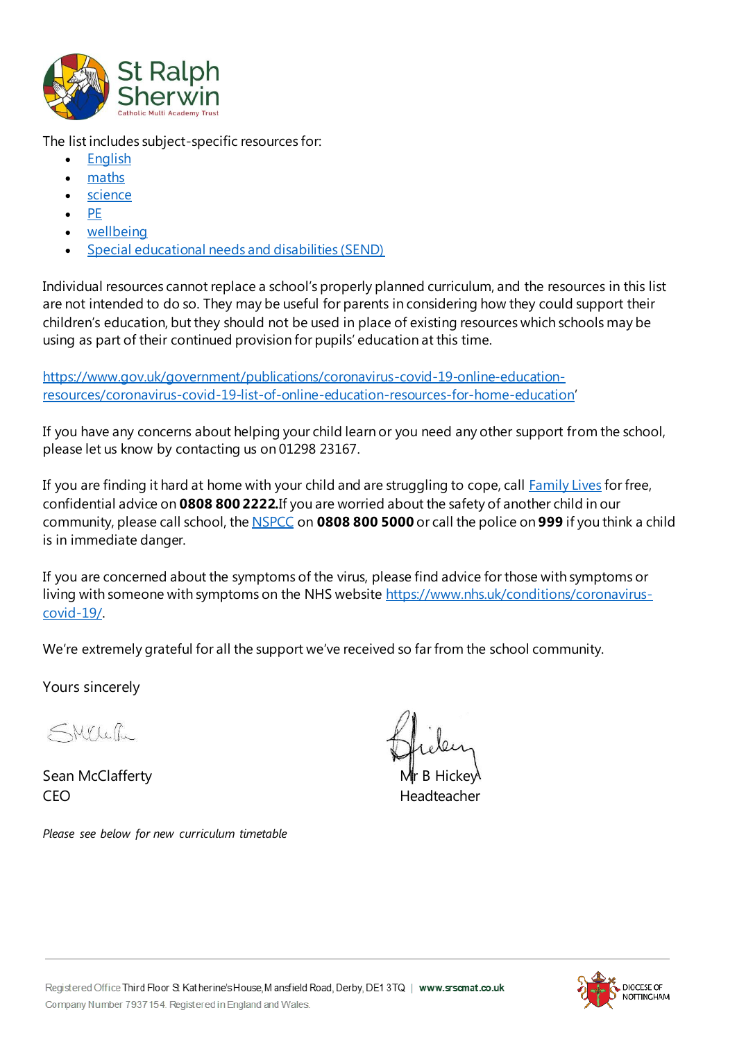The list includes subject-specific resources for:

- English
- maths
- science
- PE
- wellbeing
- Special educational needs and disabilities (SEND)

Individual resources cannot replace a school's properly planned curriculum, and the resources in this list are not intended to do so. They may be useful for parents in considering how they could support their children's education, but they should not be used in place of existing resources which schools may be using as part of their continued provision for pupils' education at this time.

https://www.gov.uk/government/publications/coronavirus-covid-19-online-education-resources/coronavirus-covid-19-list-of-online-education-resources-for-home-education'

If you have any concerns about helping your child learn or you need any other support from the school, please let us know by contacting us on 01298 23167.

If you are finding it hard at home with your child and are struggling to cope, call Family Lives for free, confidential advice on **0808 800 2222.** If you are worried about the safety of another child in our community, please call school, the NSPCC on **0808 800 5000** or call the police on **999** if you think a child is in immediate danger.

If you are concerned about the symptoms of the virus, please find advice for those with symptoms or living with someone with symptoms on the NHS website https://www.nhs.uk/conditions/coronavirus-covid-19/.

We're extremely grateful for all the support we've received so far from the school community.

Yours sincerely

Sean McClafferty
CEO

Mr B Hickey
Headteacher

*Please see below for new curriculum timetable*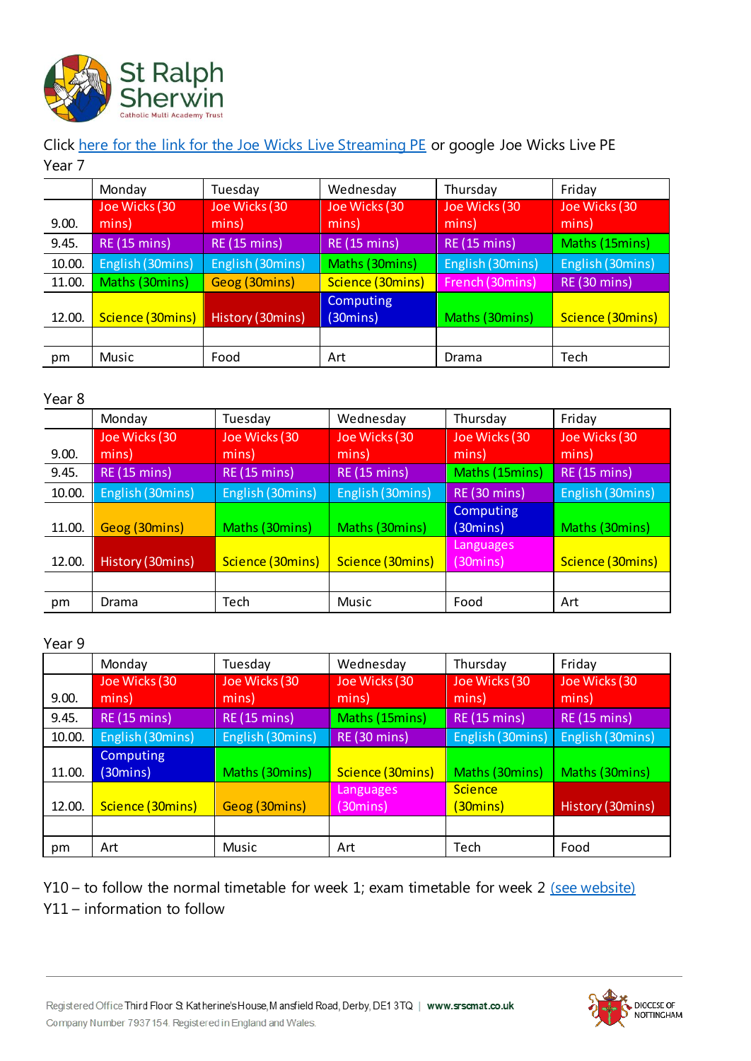St Ralph Sherwin

Catholic Multi Academy Trust

Click here for the link for the Joe Wicks Live Streaming PE or google Joe Wicks Live PE

Year 7

| | Monday | Tuesday | Wednesday | Thursday | Friday |
|---|---|---|---|---|---|
| 9.00. | Joe Wicks (30 mins) | Joe Wicks (30 mins) | Joe Wicks (30 mins) | Joe Wicks (30 mins) | Joe Wicks (30 mins) |
| 9.45. | RE (15 mins) | RE (15 mins) | RE (15 mins) | RE (15 mins) | Maths (15mins) |
| 10.00. | English (30mins) | English (30mins) | Maths (30mins) | English (30mins) | English (30mins) |
| 11.00. | Maths (30mins) | Geog (30mins) | Science (30mins) | French (30mins) | RE (30 mins) |
| 12.00. | Science (30mins) | History (30mins) | Computing (30mins) | Maths (30mins) | Science (30mins) |
| | | | | | |
| pm | Music | Food | Art | Drama | Tech |

Year 8

| | Monday | Tuesday | Wednesday | Thursday | Friday |
|---|---|---|---|---|---|
| 9.00. | Joe Wicks (30 mins) | Joe Wicks (30 mins) | Joe Wicks (30 mins) | Joe Wicks (30 mins) | Joe Wicks (30 mins) |
| 9.45. | RE (15 mins) | RE (15 mins) | RE (15 mins) | Maths (15mins) | RE (15 mins) |
| 10.00. | English (30mins) | English (30mins) | English (30mins) | RE (30 mins) | English (30mins) |
| 11.00. | Geog (30mins) | Maths (30mins) | Maths (30mins) | Computing (30mins) | Maths (30mins) |
| 12.00. | History (30mins) | Science (30mins) | Science (30mins) | Languages (30mins) | Science (30mins) |
| | | | | | |
| pm | Drama | Tech | Music | Food | Art |

Year 9

| | Monday | Tuesday | Wednesday | Thursday | Friday |
|---|---|---|---|---|---|
| 9.00. | Joe Wicks (30 mins) | Joe Wicks (30 mins) | Joe Wicks (30 mins) | Joe Wicks (30 mins) | Joe Wicks (30 mins) |
| 9.45. | RE (15 mins) | RE (15 mins) | Maths (15mins) | RE (15 mins) | RE (15 mins) |
| 10.00. | English (30mins) | English (30mins) | RE (30 mins) | English (30mins) | English (30mins) |
| 11.00. | Computing (30mins) | Maths (30mins) | Science (30mins) | Maths (30mins) | Maths (30mins) |
| 12.00. | Science (30mins) | Geog (30mins) | Languages (30mins) | Science (30mins) | History (30mins) |
| | | | | | |
| pm | Art | Music | Art | Tech | Food |

Y10 – to follow the normal timetable for week 1; exam timetable for week 2 (see website)

Y11 – information to follow

Registered Office Third Floor St Katherine's House, Mansfield Road, Derby, DE1 3TQ | www.srscmat.co.uk

Company Number 7937154. Registered in England and Wales.

DIOCESE OF NOTTINGHAM